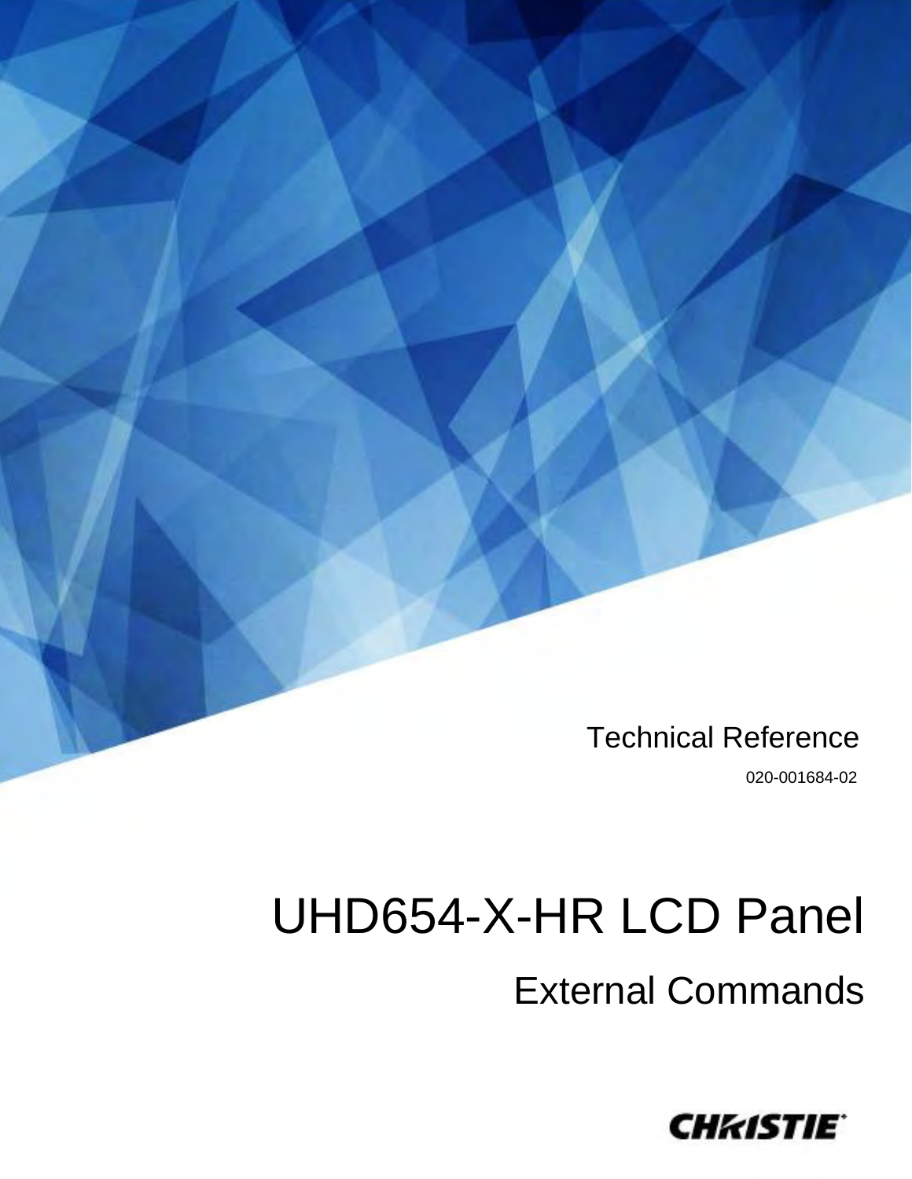Technical Reference

020-001684-02

# UHD654-X-HR LCD Panel

## External Commands

CHRISTIE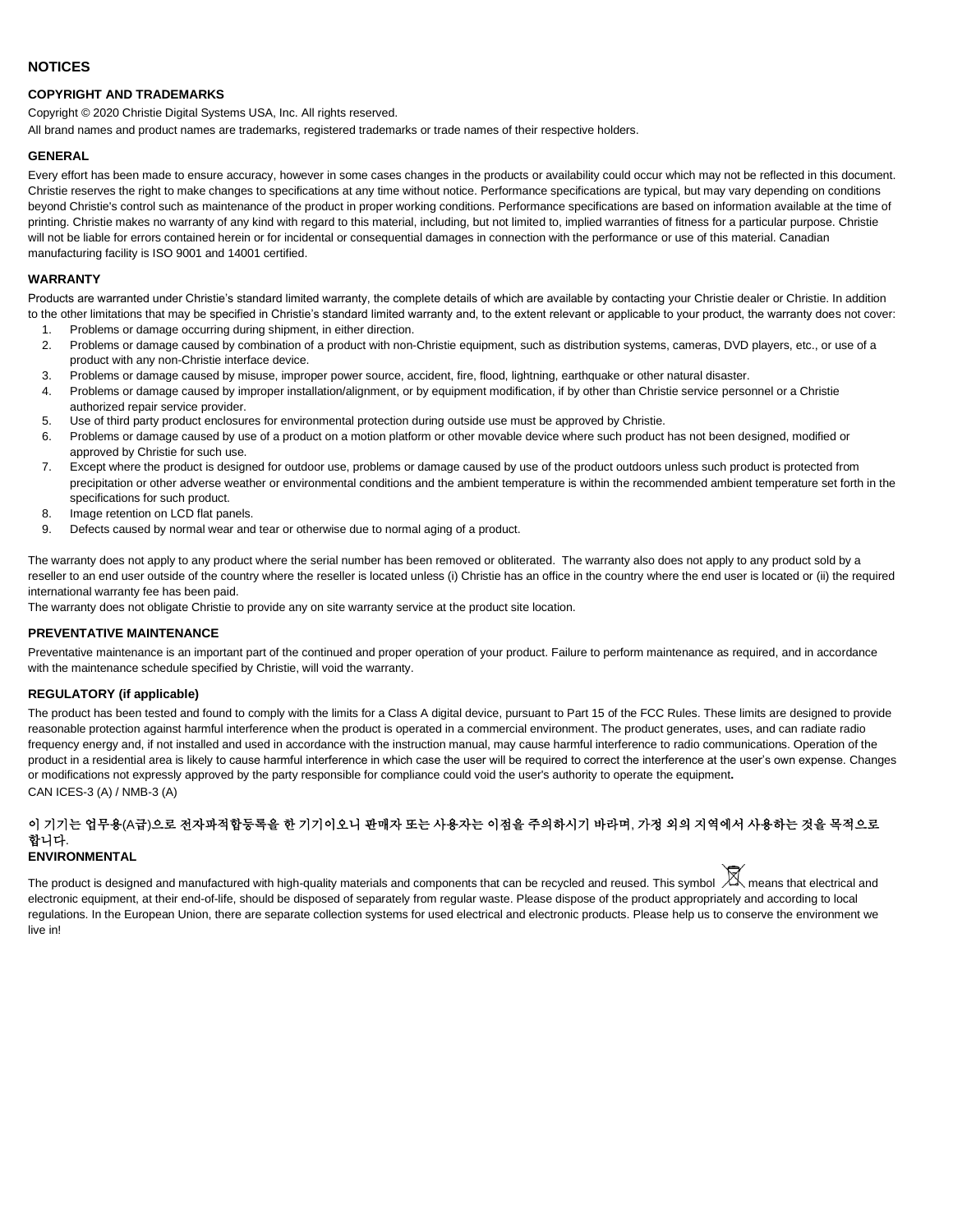# NOTICES

## COPYRIGHT AND TRADEMARKS

Copyright © 2020 Christie Digital Systems USA, Inc. All rights reserved.

All brand names and product names are trademarks, registered trademarks or trade names of their respective holders.

## GENERAL

Every effort has been made to ensure accuracy, however in some cases changes in the products or availability could occur which may not be reflected in this document. Christie reserves the right to make changes to specifications at any time without notice. Performance specifications are typical, but may vary depending on conditions beyond Christie's control such as maintenance of the product in proper working conditions. Performance specifications are based on information available at the time of printing. Christie makes no warranty of any kind with regard to this material, including, but not limited to, implied warranties of fitness for a particular purpose. Christie will not be liable for errors contained herein or for incidental or consequential damages in connection with the performance or use of this material. Canadian manufacturing facility is ISO 9001 and 14001 certified.

## WARRANTY

Products are warranted under Christie's standard limited warranty, the complete details of which are available by contacting your Christie dealer or Christie. In addition to the other limitations that may be specified in Christie's standard limited warranty and, to the extent relevant or applicable to your product, the warranty does not cover:

1. Problems or damage occurring during shipment, in either direction.
2. Problems or damage caused by combination of a product with non-Christie equipment, such as distribution systems, cameras, DVD players, etc., or use of a product with any non-Christie interface device.
3. Problems or damage caused by misuse, improper power source, accident, fire, flood, lightning, earthquake or other natural disaster.
4. Problems or damage caused by improper installation/alignment, or by equipment modification, if by other than Christie service personnel or a Christie authorized repair service provider.
5. Use of third party product enclosures for environmental protection during outside use must be approved by Christie.
6. Problems or damage caused by use of a product on a motion platform or other movable device where such product has not been designed, modified or approved by Christie for such use.
7. Except where the product is designed for outdoor use, problems or damage caused by use of the product outdoors unless such product is protected from precipitation or other adverse weather or environmental conditions and the ambient temperature is within the recommended ambient temperature set forth in the specifications for such product.
8. Image retention on LCD flat panels.
9. Defects caused by normal wear and tear or otherwise due to normal aging of a product.

The warranty does not apply to any product where the serial number has been removed or obliterated. The warranty also does not apply to any product sold by a reseller to an end user outside of the country where the reseller is located unless (i) Christie has an office in the country where the end user is located or (ii) the required international warranty fee has been paid.

The warranty does not obligate Christie to provide any on site warranty service at the product site location.

## PREVENTATIVE MAINTENANCE

Preventative maintenance is an important part of the continued and proper operation of your product. Failure to perform maintenance as required, and in accordance with the maintenance schedule specified by Christie, will void the warranty.

## REGULATORY (if applicable)

The product has been tested and found to comply with the limits for a Class A digital device, pursuant to Part 15 of the FCC Rules. These limits are designed to provide reasonable protection against harmful interference when the product is operated in a commercial environment. The product generates, uses, and can radiate radio frequency energy and, if not installed and used in accordance with the instruction manual, may cause harmful interference to radio communications. Operation of the product in a residential area is likely to cause harmful interference in which case the user will be required to correct the interference at the user's own expense. Changes or modifications not expressly approved by the party responsible for compliance could void the user's authority to operate the equipment.

CAN ICES-3 (A) / NMB-3 (A)

이 기기는 업무용(A급)으로 전자파적합등록을 한 기기이오니 판매자 또는 사용자는 이점을 주의하시기 바라며, 가정 외의 지역에서 사용하는 것을 목적으로 합니다.

## ENVIRONMENTAL

The product is designed and manufactured with high-quality materials and components that can be recycled and reused. This symbol means that electrical and electronic equipment, at their end-of-life, should be disposed of separately from regular waste. Please dispose of the product appropriately and according to local regulations. In the European Union, there are separate collection systems for used electrical and electronic products. Please help us to conserve the environment we live in!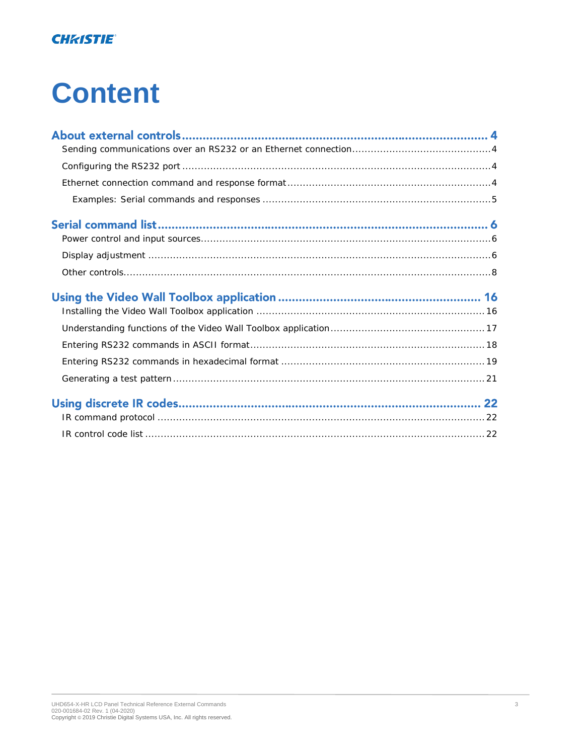# Content

**About external controls** ... 4

- Sending communications over an RS232 or an Ethernet connection ... 4
- Configuring the RS232 port ... 4
- Ethernet connection command and response format ... 4
  - Examples: Serial commands and responses ... 5

**Serial command list** ... 6

- Power control and input sources ... 6
- Display adjustment ... 6
- Other controls ... 8

**Using the Video Wall Toolbox application** ... 16

- Installing the Video Wall Toolbox application ... 16
- Understanding functions of the Video Wall Toolbox application ... 17
- Entering RS232 commands in ASCII format ... 18
- Entering RS232 commands in hexadecimal format ... 19
- Generating a test pattern ... 21

**Using discrete IR codes** ... 22

- IR command protocol ... 22
- IR control code list ... 22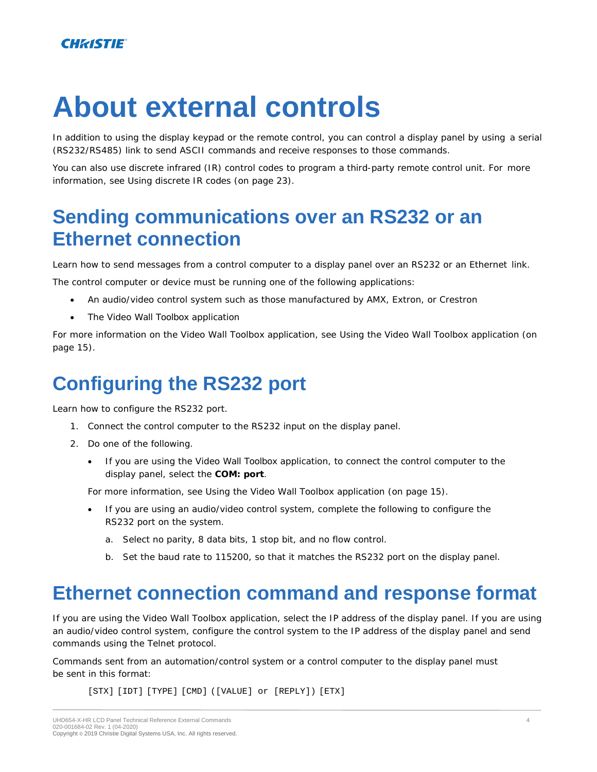# About external controls

In addition to using the display keypad or the remote control, you can control a display panel by using a serial (RS232/RS485) link to send ASCII commands and receive responses to those commands.

You can also use discrete infrared (IR) control codes to program a third-party remote control unit. For more information, see Using discrete IR codes (on page 23).

## Sending communications over an RS232 or an Ethernet connection

Learn how to send messages from a control computer to a display panel over an RS232 or an Ethernet link.

The control computer or device must be running one of the following applications:

- An audio/video control system such as those manufactured by AMX, Extron, or Crestron
- The Video Wall Toolbox application

For more information on the Video Wall Toolbox application, see Using the Video Wall Toolbox application (on page 15).

## Configuring the RS232 port

Learn how to configure the RS232 port.

1. Connect the control computer to the RS232 input on the display panel.
2. Do one of the following.
   - If you are using the Video Wall Toolbox application, to connect the control computer to the display panel, select the **COM: port**.

   For more information, see Using the Video Wall Toolbox application (on page 15).

   - If you are using an audio/video control system, complete the following to configure the RS232 port on the system.
     a. Select no parity, 8 data bits, 1 stop bit, and no flow control.
     b. Set the baud rate to 115200, so that it matches the RS232 port on the display panel.

## Ethernet connection command and response format

If you are using the Video Wall Toolbox application, select the IP address of the display panel. If you are using an audio/video control system, configure the control system to the IP address of the display panel and send commands using the Telnet protocol.

Commands sent from an automation/control system or a control computer to the display panel must be sent in this format:

```
[STX][IDT][TYPE][CMD]([VALUE] or [REPLY])[ETX]
```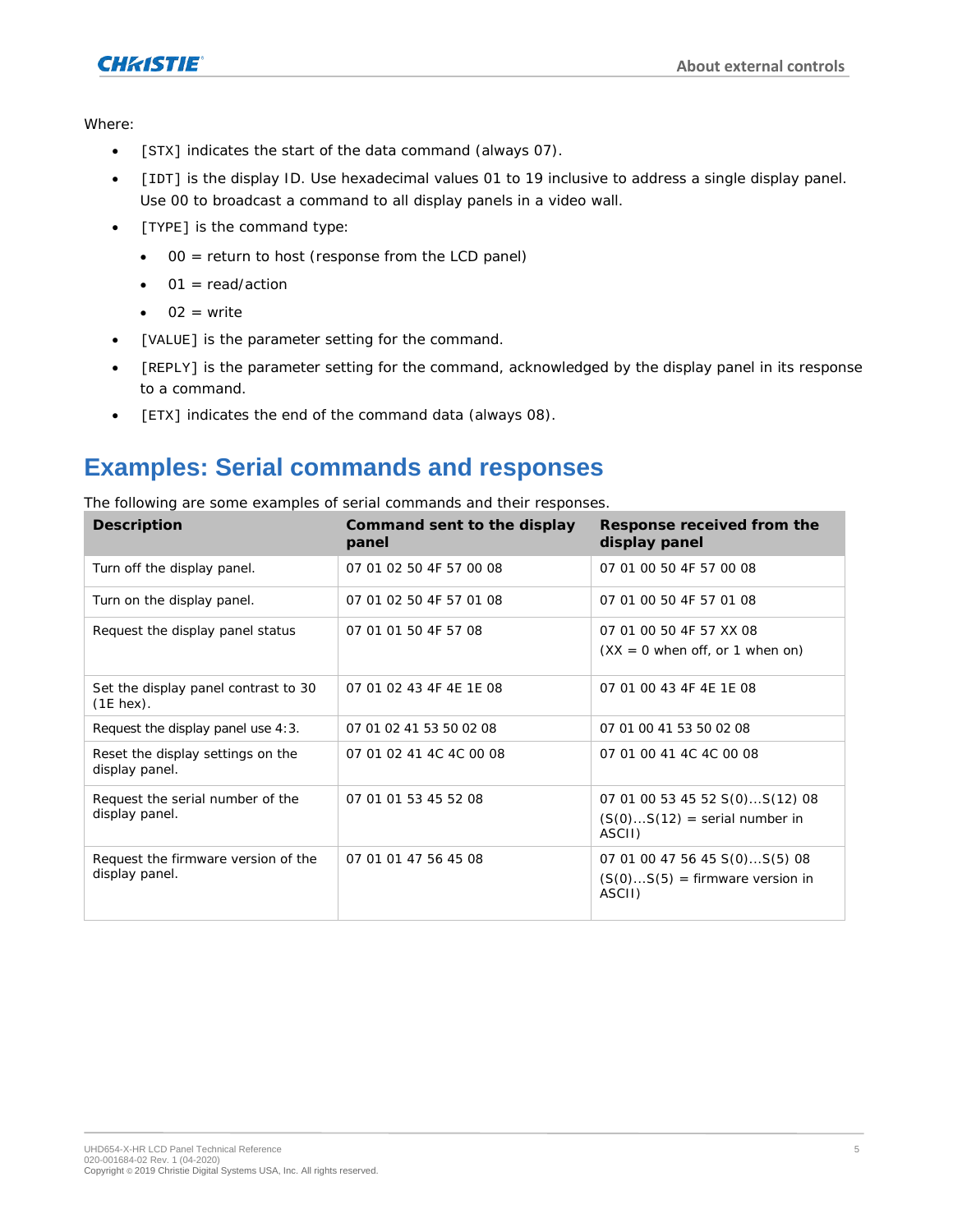Where:

- [STX] indicates the start of the data command (always 07).
- [IDT] is the display ID. Use hexadecimal values 01 to 19 inclusive to address a single display panel. Use 00 to broadcast a command to all display panels in a video wall.
- [TYPE] is the command type:
  - 00 = return to host (response from the LCD panel)
  - 01 = read/action
  - 02 = write
- [VALUE] is the parameter setting for the command.
- [REPLY] is the parameter setting for the command, acknowledged by the display panel in its response to a command.
- [ETX] indicates the end of the command data (always 08).

## Examples: Serial commands and responses

The following are some examples of serial commands and their responses.

| Description | Command sent to the display panel | Response received from the display panel |
| --- | --- | --- |
| Turn off the display panel. | 07 01 02 50 4F 57 00 08 | 07 01 00 50 4F 57 00 08 |
| Turn on the display panel. | 07 01 02 50 4F 57 01 08 | 07 01 00 50 4F 57 01 08 |
| Request the display panel status | 07 01 01 50 4F 57 08 | 07 01 00 50 4F 57 XX 08<br>(XX = 0 when off, or 1 when on) |
| Set the display panel contrast to 30 (1E hex). | 07 01 02 43 4F 4E 1E 08 | 07 01 00 43 4F 4E 1E 08 |
| Request the display panel use 4:3. | 07 01 02 41 53 50 02 08 | 07 01 00 41 53 50 02 08 |
| Reset the display settings on the display panel. | 07 01 02 41 4C 4C 00 08 | 07 01 00 41 4C 4C 00 08 |
| Request the serial number of the display panel. | 07 01 01 53 45 52 08 | 07 01 00 53 45 52 S(0)...S(12) 08<br>(S(0)...S(12) = serial number in ASCII) |
| Request the firmware version of the display panel. | 07 01 01 47 56 45 08 | 07 01 00 47 56 45 S(0)...S(5) 08<br>(S(0)...S(5) = firmware version in ASCII) |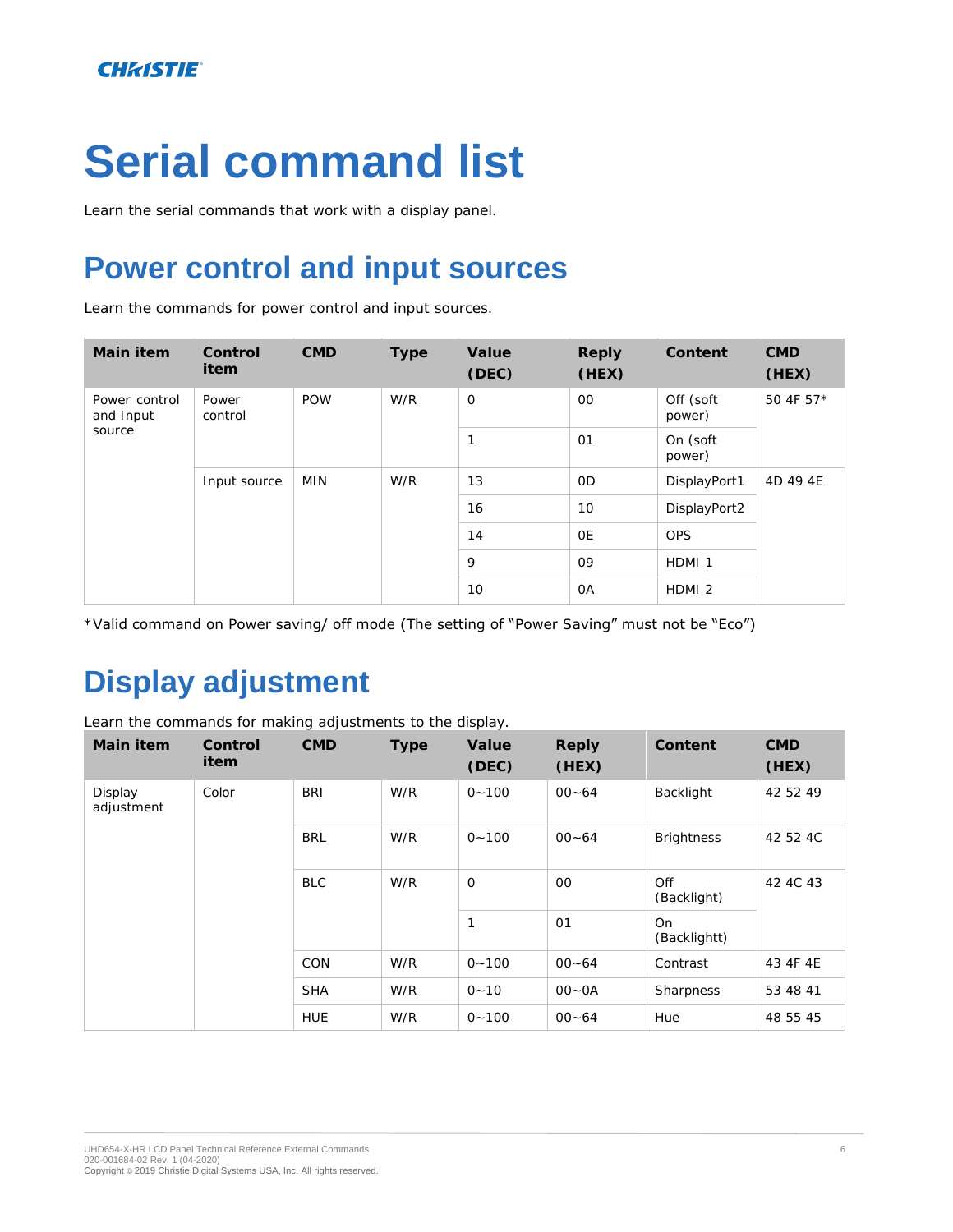# Serial command list

Learn the serial commands that work with a display panel.

## Power control and input sources

Learn the commands for power control and input sources.

| Main item | Control item | CMD | Type | Value (DEC) | Reply (HEX) | Content | CMD (HEX) |
|---|---|---|---|---|---|---|---|
| Power control and Input source | Power control | POW | W/R | 0 | 00 | Off (soft power) | 50 4F 57* |
| | | | | 1 | 01 | On (soft power) | |
| | Input source | MIN | W/R | 13 | 0D | DisplayPort1 | 4D 49 4E |
| | | | | 16 | 10 | DisplayPort2 | |
| | | | | 14 | 0E | OPS | |
| | | | | 9 | 09 | HDMI 1 | |
| | | | | 10 | 0A | HDMI 2 | |

*Valid command on Power saving/ off mode (The setting of "Power Saving" must not be "Eco")

## Display adjustment

Learn the commands for making adjustments to the display.

| Main item | Control item | CMD | Type | Value (DEC) | Reply (HEX) | Content | CMD (HEX) |
|---|---|---|---|---|---|---|---|
| Display adjustment | Color | BRI | W/R | 0~100 | 00~64 | Backlight | 42 52 49 |
| | | BRL | W/R | 0~100 | 00~64 | Brightness | 42 52 4C |
| | | BLC | W/R | 0 | 00 | Off (Backlight) | 42 4C 43 |
| | | | | 1 | 01 | On (Backlightt) | |
| | | CON | W/R | 0~100 | 00~64 | Contrast | 43 4F 4E |
| | | SHA | W/R | 0~10 | 00~0A | Sharpness | 53 48 41 |
| | | HUE | W/R | 0~100 | 00~64 | Hue | 48 55 45 |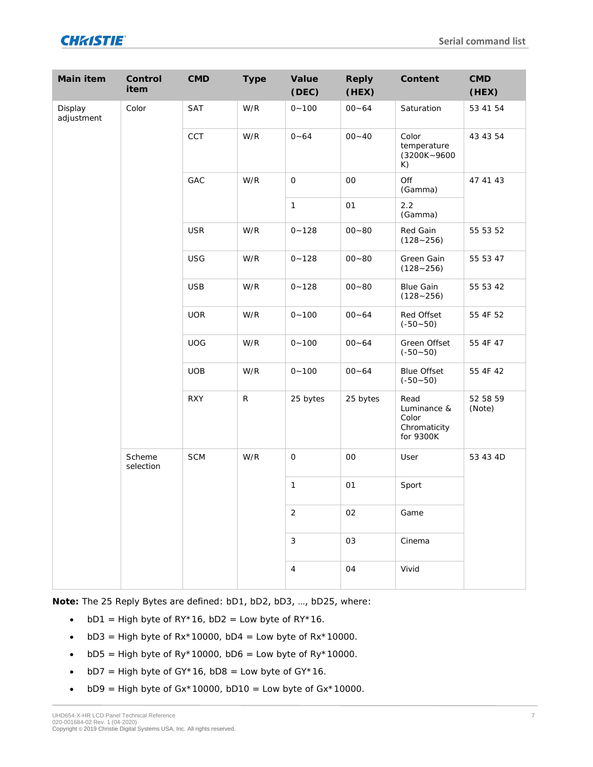| Main item | Control item | CMD | Type | Value (DEC) | Reply (HEX) | Content | CMD (HEX) |
|---|---|---|---|---|---|---|---|
| Display adjustment | Color | SAT | W/R | 0~100 | 00~64 | Saturation | 53 41 54 |
| | | CCT | W/R | 0~64 | 00~40 | Color temperature (3200K~9600 K) | 43 43 54 |
| | | GAC | W/R | 0 | 00 | Off (Gamma) | 47 41 43 |
| | | | | 1 | 01 | 2.2 (Gamma) | |
| | | USR | W/R | 0~128 | 00~80 | Red Gain (128~256) | 55 53 52 |
| | | USG | W/R | 0~128 | 00~80 | Green Gain (128~256) | 55 53 47 |
| | | USB | W/R | 0~128 | 00~80 | Blue Gain (128~256) | 55 53 42 |
| | | UOR | W/R | 0~100 | 00~64 | Red Offset (-50~50) | 55 4F 52 |
| | | UOG | W/R | 0~100 | 00~64 | Green Offset (-50~50) | 55 4F 47 |
| | | UOB | W/R | 0~100 | 00~64 | Blue Offset (-50~50) | 55 4F 42 |
| | | RXY | R | 25 bytes | 25 bytes | Read Luminance & Color Chromaticity for 9300K | 52 58 59 (Note) |
| | Scheme selection | SCM | W/R | 0 | 00 | User | 53 43 4D |
| | | | | 1 | 01 | Sport | |
| | | | | 2 | 02 | Game | |
| | | | | 3 | 03 | Cinema | |
| | | | | 4 | 04 | Vivid | |

**Note:** The 25 Reply Bytes are defined: bD1, bD2, bD3, …, bD25, where:

- bD1 = High byte of RY*16, bD2 = Low byte of RY*16.
- bD3 = High byte of Rx*10000, bD4 = Low byte of Rx*10000.
- bD5 = High byte of Ry*10000, bD6 = Low byte of Ry*10000.
- bD7 = High byte of GY*16, bD8 = Low byte of GY*16.
- bD9 = High byte of Gx*10000, bD10 = Low byte of Gx*10000.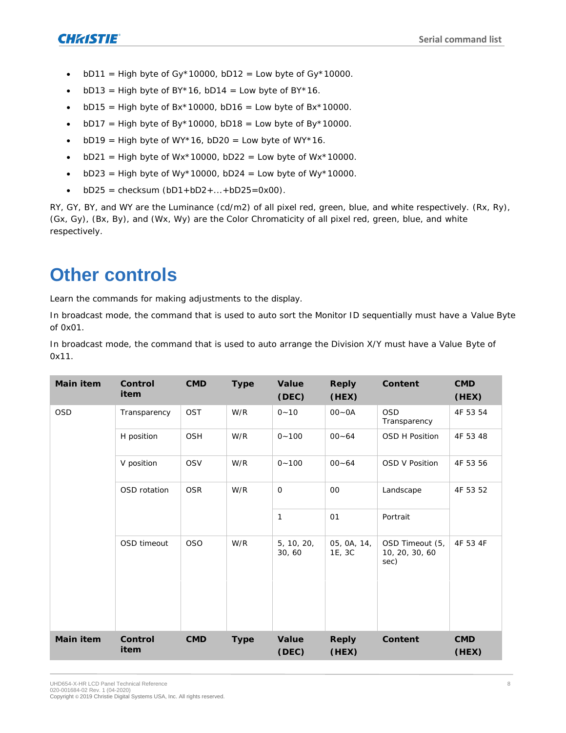- bD11 = High byte of Gy*10000, bD12 = Low byte of Gy*10000.
- bD13 = High byte of BY*16, bD14 = Low byte of BY*16.
- bD15 = High byte of Bx*10000, bD16 = Low byte of Bx*10000.
- bD17 = High byte of By*10000, bD18 = Low byte of By*10000.
- bD19 = High byte of WY*16, bD20 = Low byte of WY*16.
- bD21 = High byte of Wx*10000, bD22 = Low byte of Wx*10000.
- bD23 = High byte of Wy*10000, bD24 = Low byte of Wy*10000.
- bD25 = checksum (bD1+bD2+...+bD25=0x00).

RY, GY, BY, and WY are the Luminance (cd/m2) of all pixel red, green, blue, and white respectively. (Rx, Ry), (Gx, Gy), (Bx, By), and (Wx, Wy) are the Color Chromaticity of all pixel red, green, blue, and white respectively.

# Other controls

Learn the commands for making adjustments to the display.

In broadcast mode, the command that is used to auto sort the Monitor ID sequentially must have a Value Byte of 0x01.

In broadcast mode, the command that is used to auto arrange the Division X/Y must have a Value Byte of 0x11.

| Main item | Control item | CMD | Type | Value (DEC) | Reply (HEX) | Content | CMD (HEX) |
|---|---|---|---|---|---|---|---|
| OSD | Transparency | OST | W/R | 0~10 | 00~0A | OSD Transparency | 4F 53 54 |
| | H position | OSH | W/R | 0~100 | 00~64 | OSD H Position | 4F 53 48 |
| | V position | OSV | W/R | 0~100 | 00~64 | OSD V Position | 4F 53 56 |
| | OSD rotation | OSR | W/R | 0 | 00 | Landscape | 4F 53 52 |
| | | | | 1 | 01 | Portrait | |
| | OSD timeout | OSO | W/R | 5, 10, 20, 30, 60 | 05, 0A, 14, 1E, 3C | OSD Timeout (5, 10, 20, 30, 60 sec) | 4F 53 4F |
| Main item | Control item | CMD | Type | Value (DEC) | Reply (HEX) | Content | CMD (HEX) |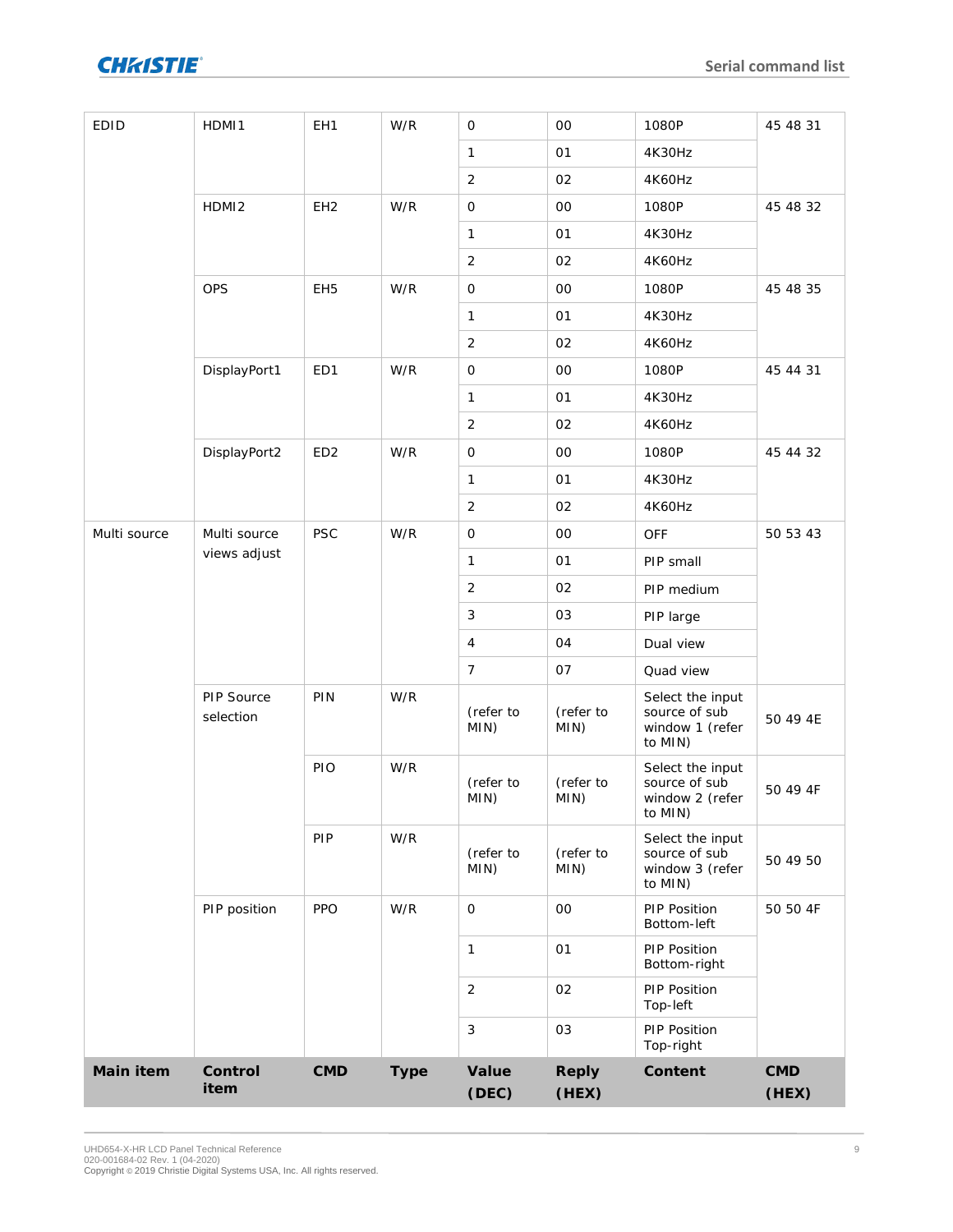| Main item | Control item | CMD | Type | Value (DEC) | Reply (HEX) | Content | CMD (HEX) |
|---|---|---|---|---|---|---|---|
| EDID | HDMI1 | EH1 | W/R | 0 | 00 | 1080P | 45 48 31 |
| | | | | 1 | 01 | 4K30Hz | |
| | | | | 2 | 02 | 4K60Hz | |
| | HDMI2 | EH2 | W/R | 0 | 00 | 1080P | 45 48 32 |
| | | | | 1 | 01 | 4K30Hz | |
| | | | | 2 | 02 | 4K60Hz | |
| | OPS | EH5 | W/R | 0 | 00 | 1080P | 45 48 35 |
| | | | | 1 | 01 | 4K30Hz | |
| | | | | 2 | 02 | 4K60Hz | |
| | DisplayPort1 | ED1 | W/R | 0 | 00 | 1080P | 45 44 31 |
| | | | | 1 | 01 | 4K30Hz | |
| | | | | 2 | 02 | 4K60Hz | |
| | DisplayPort2 | ED2 | W/R | 0 | 00 | 1080P | 45 44 32 |
| | | | | 1 | 01 | 4K30Hz | |
| | | | | 2 | 02 | 4K60Hz | |
| Multi source | Multi source views adjust | PSC | W/R | 0 | 00 | OFF | 50 53 43 |
| | | | | 1 | 01 | PIP small | |
| | | | | 2 | 02 | PIP medium | |
| | | | | 3 | 03 | PIP large | |
| | | | | 4 | 04 | Dual view | |
| | | | | 7 | 07 | Quad view | |
| | PIP Source selection | PIN | W/R | (refer to MIN) | (refer to MIN) | Select the input source of sub window 1 (refer to MIN) | 50 49 4E |
| | | PIO | W/R | (refer to MIN) | (refer to MIN) | Select the input source of sub window 2 (refer to MIN) | 50 49 4F |
| | | PIP | W/R | (refer to MIN) | (refer to MIN) | Select the input source of sub window 3 (refer to MIN) | 50 49 50 |
| | PIP position | PPO | W/R | 0 | 00 | PIP Position Bottom-left | 50 50 4F |
| | | | | 1 | 01 | PIP Position Bottom-right | |
| | | | | 2 | 02 | PIP Position Top-left | |
| | | | | 3 | 03 | PIP Position Top-right | |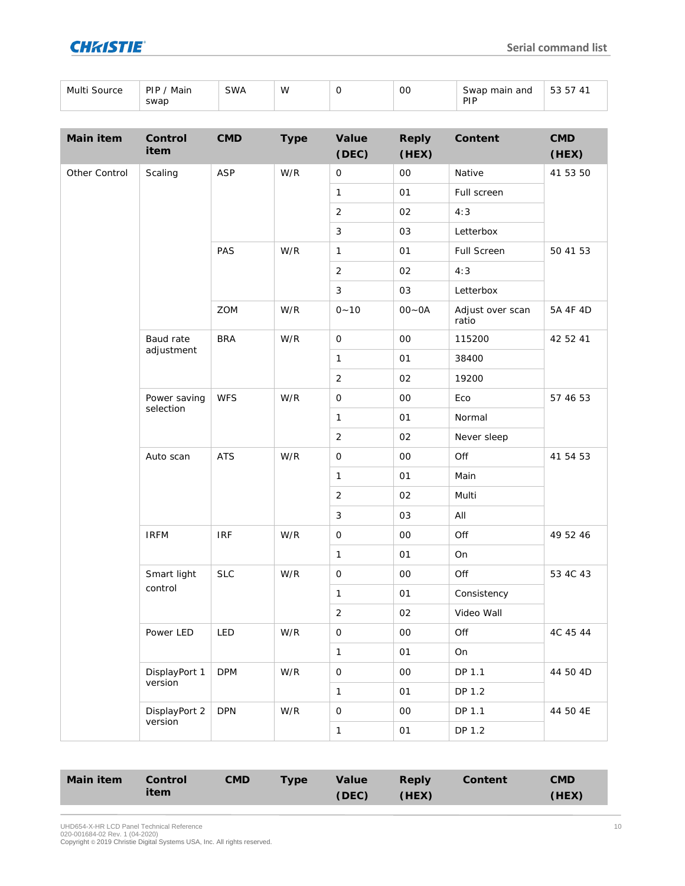| Main item | Control item | CMD | Type | Value (DEC) | Reply (HEX) | Content | CMD (HEX) |
|---|---|---|---|---|---|---|---|
| Multi Source | PIP / Main swap | SWA | W | 0 | 00 | Swap main and PIP | 53 57 41 |

| Main item | Control item | CMD | Type | Value (DEC) | Reply (HEX) | Content | CMD (HEX) |
|---|---|---|---|---|---|---|---|
| Other Control | Scaling | ASP | W/R | 0 | 00 | Native | 41 53 50 |
| | | | | 1 | 01 | Full screen | |
| | | | | 2 | 02 | 4:3 | |
| | | | | 3 | 03 | Letterbox | |
| | | PAS | W/R | 1 | 01 | Full Screen | 50 41 53 |
| | | | | 2 | 02 | 4:3 | |
| | | | | 3 | 03 | Letterbox | |
| | | ZOM | W/R | 0~10 | 00~0A | Adjust over scan ratio | 5A 4F 4D |
| | Baud rate adjustment | BRA | W/R | 0 | 00 | 115200 | 42 52 41 |
| | | | | 1 | 01 | 38400 | |
| | | | | 2 | 02 | 19200 | |
| | Power saving selection | WFS | W/R | 0 | 00 | Eco | 57 46 53 |
| | | | | 1 | 01 | Normal | |
| | | | | 2 | 02 | Never sleep | |
| | Auto scan | ATS | W/R | 0 | 00 | Off | 41 54 53 |
| | | | | 1 | 01 | Main | |
| | | | | 2 | 02 | Multi | |
| | | | | 3 | 03 | All | |
| | IRFM | IRF | W/R | 0 | 00 | Off | 49 52 46 |
| | | | | 1 | 01 | On | |
| | Smart light control | SLC | W/R | 0 | 00 | Off | 53 4C 43 |
| | | | | 1 | 01 | Consistency | |
| | | | | 2 | 02 | Video Wall | |
| | Power LED | LED | W/R | 0 | 00 | Off | 4C 45 44 |
| | | | | 1 | 01 | On | |
| | DisplayPort 1 version | DPM | W/R | 0 | 00 | DP 1.1 | 44 50 4D |
| | | | | 1 | 01 | DP 1.2 | |
| | DisplayPort 2 version | DPN | W/R | 0 | 00 | DP 1.1 | 44 50 4E |
| | | | | 1 | 01 | DP 1.2 | |

| Main item | Control item | CMD | Type | Value (DEC) | Reply (HEX) | Content | CMD (HEX) |
|---|---|---|---|---|---|---|---|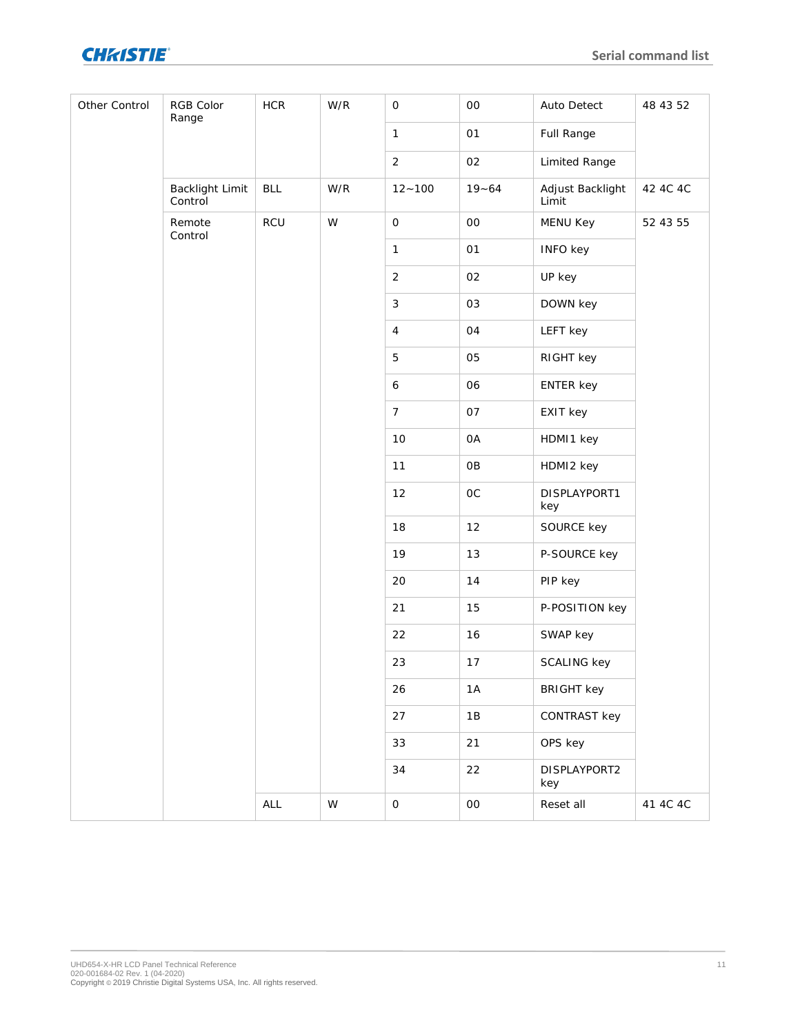| Other Control | RGB Color Range | HCR | W/R | 0 | 00 | Auto Detect | 48 43 52 |
|---|---|---|---|---|---|---|---|
| | | | | 1 | 01 | Full Range | |
| | | | | 2 | 02 | Limited Range | |
| | Backlight Limit Control | BLL | W/R | 12~100 | 19~64 | Adjust Backlight Limit | 42 4C 4C |
| | Remote Control | RCU | W | 0 | 00 | MENU Key | 52 43 55 |
| | | | | 1 | 01 | INFO key | |
| | | | | 2 | 02 | UP key | |
| | | | | 3 | 03 | DOWN key | |
| | | | | 4 | 04 | LEFT key | |
| | | | | 5 | 05 | RIGHT key | |
| | | | | 6 | 06 | ENTER key | |
| | | | | 7 | 07 | EXIT key | |
| | | | | 10 | 0A | HDMI1 key | |
| | | | | 11 | 0B | HDMI2 key | |
| | | | | 12 | 0C | DISPLAYPORT1 key | |
| | | | | 18 | 12 | SOURCE key | |
| | | | | 19 | 13 | P-SOURCE key | |
| | | | | 20 | 14 | PIP key | |
| | | | | 21 | 15 | P-POSITION key | |
| | | | | 22 | 16 | SWAP key | |
| | | | | 23 | 17 | SCALING key | |
| | | | | 26 | 1A | BRIGHT key | |
| | | | | 27 | 1B | CONTRAST key | |
| | | | | 33 | 21 | OPS key | |
| | | | | 34 | 22 | DISPLAYPORT2 key | |
| | | ALL | W | 0 | 00 | Reset all | 41 4C 4C |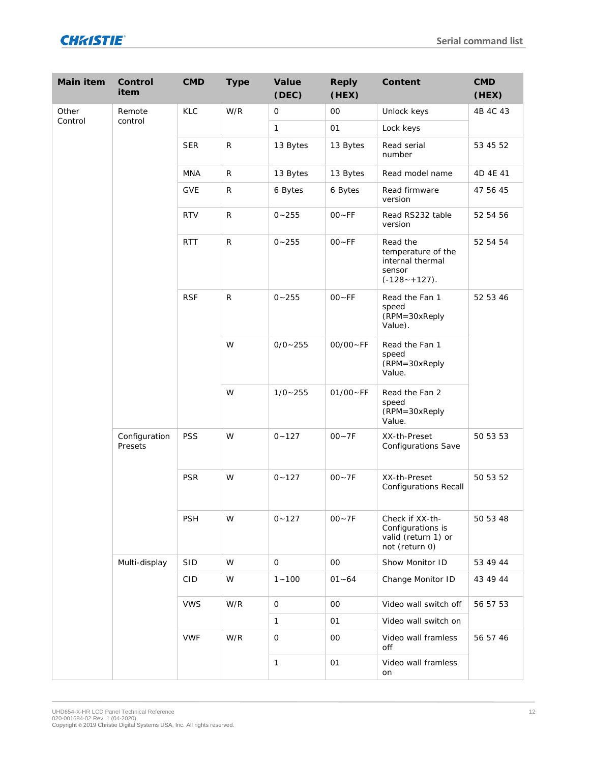| Main item | Control item | CMD | Type | Value (DEC) | Reply (HEX) | Content | CMD (HEX) |
|---|---|---|---|---|---|---|---|
| Other Control | Remote control | KLC | W/R | 0 | 00 | Unlock keys | 4B 4C 43 |
| | | | | 1 | 01 | Lock keys | |
| | | SER | R | 13 Bytes | 13 Bytes | Read serial number | 53 45 52 |
| | | MNA | R | 13 Bytes | 13 Bytes | Read model name | 4D 4E 41 |
| | | GVE | R | 6 Bytes | 6 Bytes | Read firmware version | 47 56 45 |
| | | RTV | R | 0~255 | 00~FF | Read RS232 table version | 52 54 56 |
| | | RTT | R | 0~255 | 00~FF | Read the temperature of the internal thermal sensor (-128~+127). | 52 54 54 |
| | | RSF | R | 0~255 | 00~FF | Read the Fan 1 speed (RPM=30xReply Value). | 52 53 46 |
| | | | W | 0/0~255 | 00/00~FF | Read the Fan 1 speed (RPM=30xReply Value. | |
| | | | W | 1/0~255 | 01/00~FF | Read the Fan 2 speed (RPM=30xReply Value. | |
| | Configuration Presets | PSS | W | 0~127 | 00~7F | XX-th-Preset Configurations Save | 50 53 53 |
| | | PSR | W | 0~127 | 00~7F | XX-th-Preset Configurations Recall | 50 53 52 |
| | | PSH | W | 0~127 | 00~7F | Check if XX-th-Configurations is valid (return 1) or not (return 0) | 50 53 48 |
| | Multi-display | SID | W | 0 | 00 | Show Monitor ID | 53 49 44 |
| | | CID | W | 1~100 | 01~64 | Change Monitor ID | 43 49 44 |
| | | VWS | W/R | 0 | 00 | Video wall switch off | 56 57 53 |
| | | | | 1 | 01 | Video wall switch on | |
| | | VWF | W/R | 0 | 00 | Video wall framless off | 56 57 46 |
| | | | | 1 | 01 | Video wall framless on | |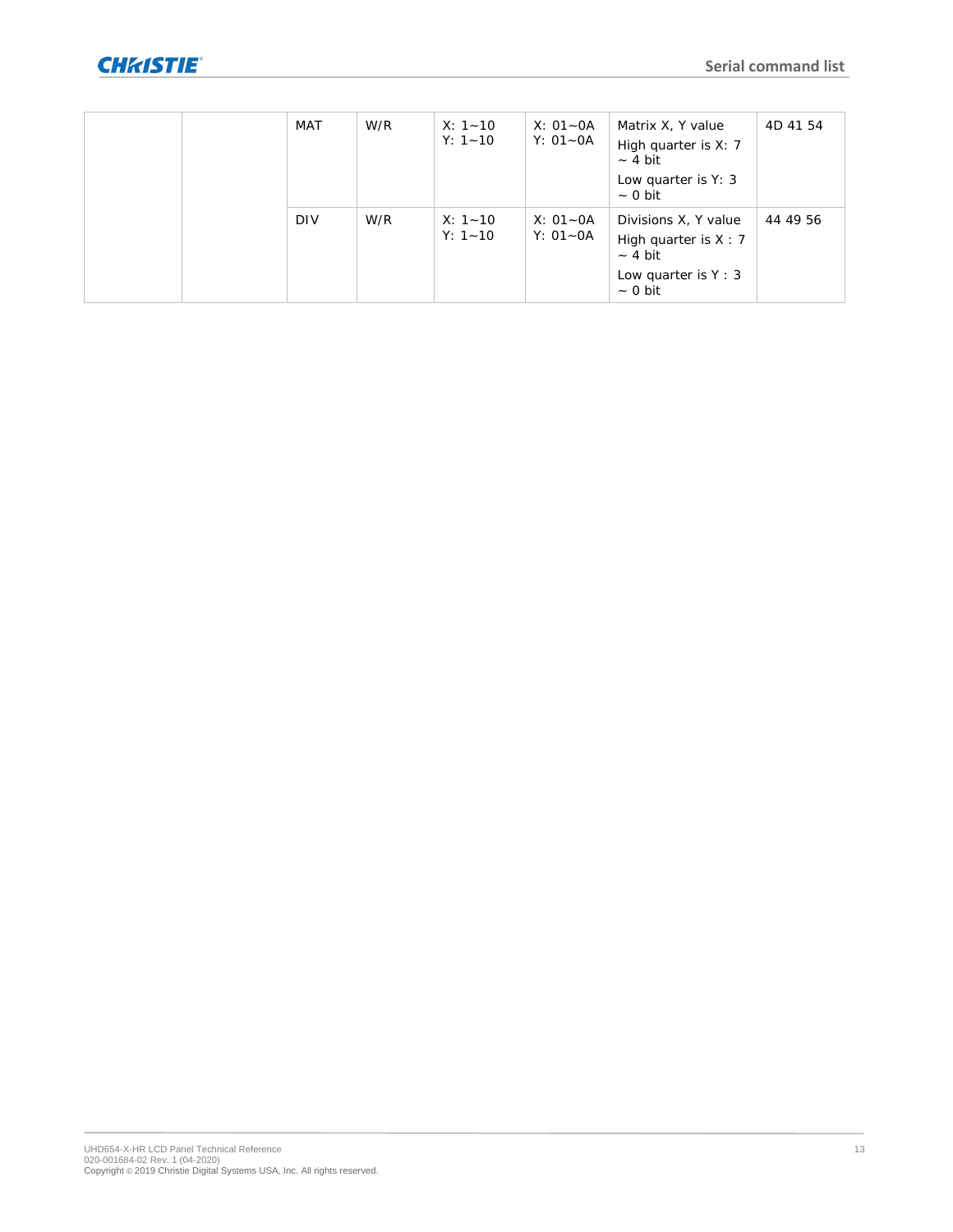| | | MAT | W/R | X: 1~10<br>Y: 1~10 | X: 01~0A<br>Y: 01~0A | Matrix X, Y value<br>High quarter is X: 7 ~ 4 bit<br>Low quarter is Y: 3 ~ 0 bit | 4D 41 54 |
|---|---|---|---|---|---|---|---|
| | | DIV | W/R | X: 1~10<br>Y: 1~10 | X: 01~0A<br>Y: 01~0A | Divisions X, Y value<br>High quarter is X : 7 ~ 4 bit<br>Low quarter is Y : 3 ~ 0 bit | 44 49 56 |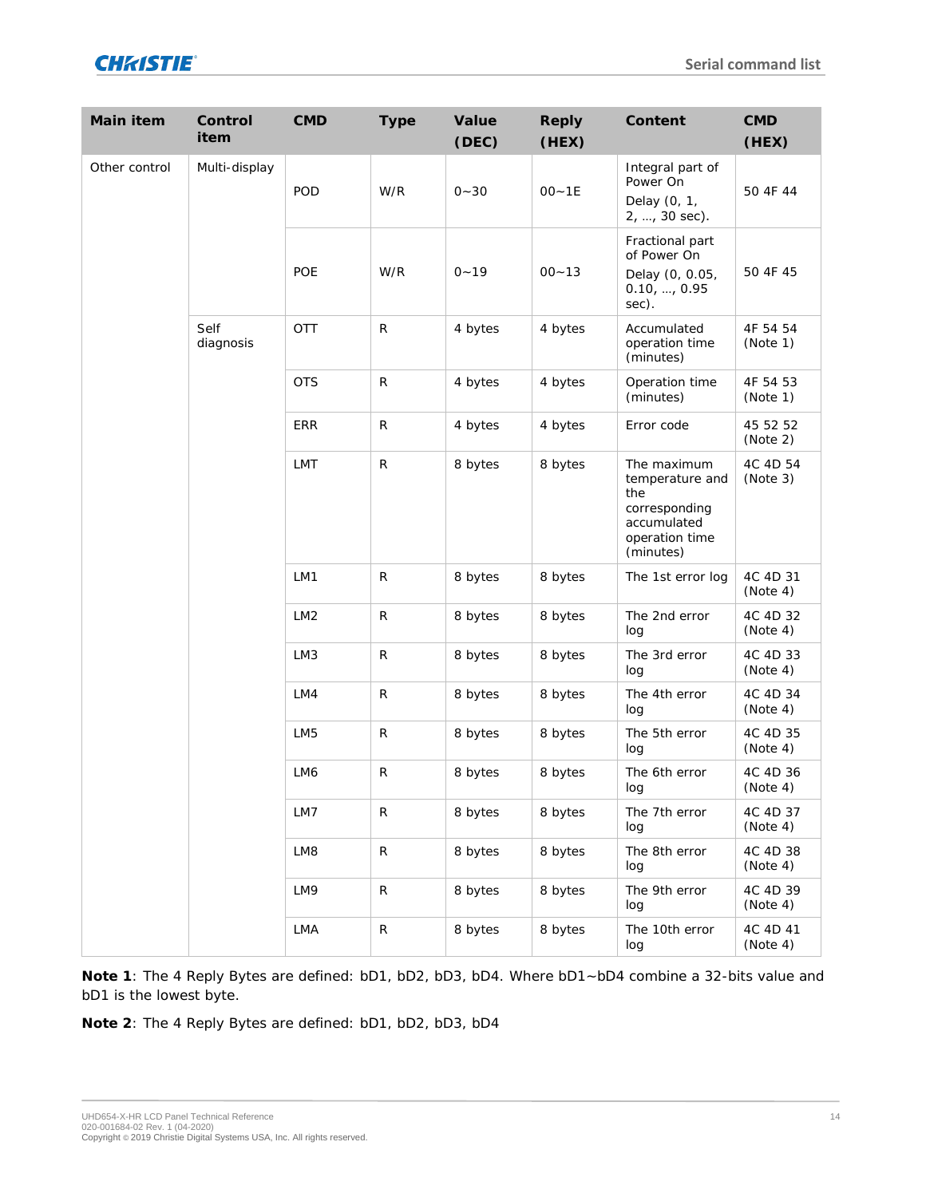| Main item | Control item | CMD | Type | Value (DEC) | Reply (HEX) | Content | CMD (HEX) |
|---|---|---|---|---|---|---|---|
| Other control | Multi-display | POD | W/R | 0~30 | 00~1E | Integral part of Power On Delay (0, 1, 2, …, 30 sec). | 50 4F 44 |
| | | POE | W/R | 0~19 | 00~13 | Fractional part of Power On Delay (0, 0.05, 0.10, …, 0.95 sec). | 50 4F 45 |
| | Self diagnosis | OTT | R | 4 bytes | 4 bytes | Accumulated operation time (minutes) | 4F 54 54 (Note 1) |
| | | OTS | R | 4 bytes | 4 bytes | Operation time (minutes) | 4F 54 53 (Note 1) |
| | | ERR | R | 4 bytes | 4 bytes | Error code | 45 52 52 (Note 2) |
| | | LMT | R | 8 bytes | 8 bytes | The maximum temperature and the corresponding accumulated operation time (minutes) | 4C 4D 54 (Note 3) |
| | | LM1 | R | 8 bytes | 8 bytes | The 1st error log | 4C 4D 31 (Note 4) |
| | | LM2 | R | 8 bytes | 8 bytes | The 2nd error log | 4C 4D 32 (Note 4) |
| | | LM3 | R | 8 bytes | 8 bytes | The 3rd error log | 4C 4D 33 (Note 4) |
| | | LM4 | R | 8 bytes | 8 bytes | The 4th error log | 4C 4D 34 (Note 4) |
| | | LM5 | R | 8 bytes | 8 bytes | The 5th error log | 4C 4D 35 (Note 4) |
| | | LM6 | R | 8 bytes | 8 bytes | The 6th error log | 4C 4D 36 (Note 4) |
| | | LM7 | R | 8 bytes | 8 bytes | The 7th error log | 4C 4D 37 (Note 4) |
| | | LM8 | R | 8 bytes | 8 bytes | The 8th error log | 4C 4D 38 (Note 4) |
| | | LM9 | R | 8 bytes | 8 bytes | The 9th error log | 4C 4D 39 (Note 4) |
| | | LMA | R | 8 bytes | 8 bytes | The 10th error log | 4C 4D 41 (Note 4) |

**Note 1**: The 4 Reply Bytes are defined: bD1, bD2, bD3, bD4. Where bD1~bD4 combine a 32-bits value and bD1 is the lowest byte.

**Note 2**: The 4 Reply Bytes are defined: bD1, bD2, bD3, bD4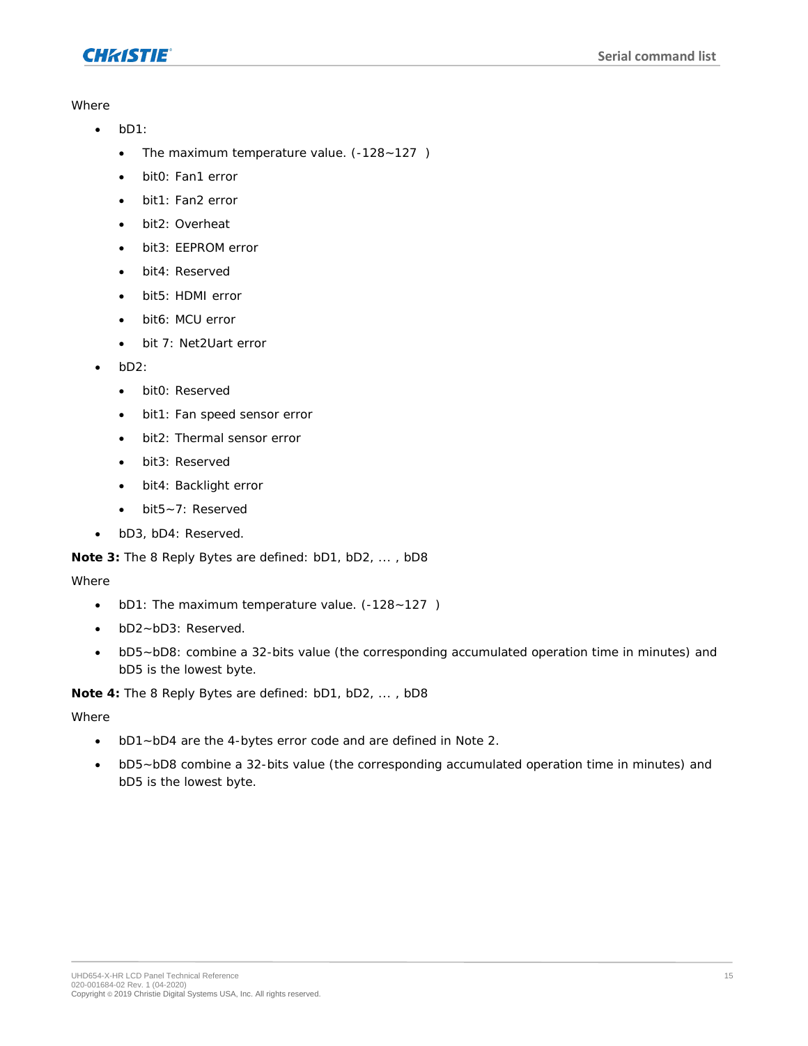Where

- bD1:
  - The maximum temperature value. (-128~127 )
  - bit0: Fan1 error
  - bit1: Fan2 error
  - bit2: Overheat
  - bit3: EEPROM error
  - bit4: Reserved
  - bit5: HDMI error
  - bit6: MCU error
  - bit 7: Net2Uart error
- bD2:
  - bit0: Reserved
  - bit1: Fan speed sensor error
  - bit2: Thermal sensor error
  - bit3: Reserved
  - bit4: Backlight error
  - bit5~7: Reserved
- bD3, bD4: Reserved.

**Note 3:** The 8 Reply Bytes are defined: bD1, bD2, ... , bD8

Where

- bD1: The maximum temperature value. (-128~127 )
- bD2~bD3: Reserved.
- bD5~bD8: combine a 32-bits value (the corresponding accumulated operation time in minutes) and bD5 is the lowest byte.

**Note 4:** The 8 Reply Bytes are defined: bD1, bD2, ... , bD8

Where

- bD1~bD4 are the 4-bytes error code and are defined in Note 2.
- bD5~bD8 combine a 32-bits value (the corresponding accumulated operation time in minutes) and bD5 is the lowest byte.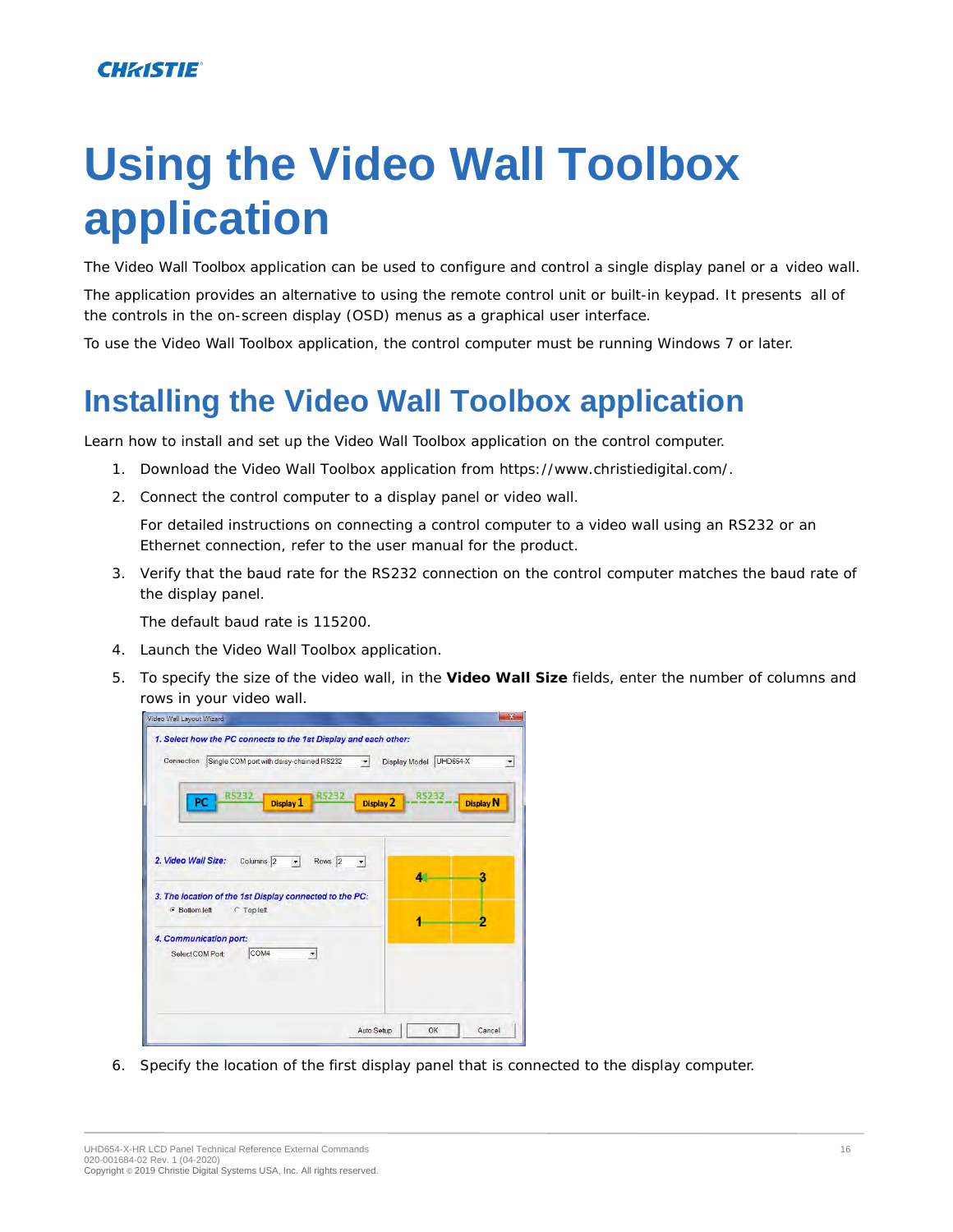# Using the Video Wall Toolbox application

The Video Wall Toolbox application can be used to configure and control a single display panel or a video wall.

The application provides an alternative to using the remote control unit or built-in keypad. It presents all of the controls in the on-screen display (OSD) menus as a graphical user interface.

To use the Video Wall Toolbox application, the control computer must be running Windows 7 or later.

## Installing the Video Wall Toolbox application

Learn how to install and set up the Video Wall Toolbox application on the control computer.

1. Download the Video Wall Toolbox application from https://www.christiedigital.com/.
2. Connect the control computer to a display panel or video wall.

   For detailed instructions on connecting a control computer to a video wall using an RS232 or an Ethernet connection, refer to the user manual for the product.
3. Verify that the baud rate for the RS232 connection on the control computer matches the baud rate of the display panel.

   The default baud rate is 115200.
4. Launch the Video Wall Toolbox application.
5. To specify the size of the video wall, in the **Video Wall Size** fields, enter the number of columns and rows in your video wall.
6. Specify the location of the first display panel that is connected to the display computer.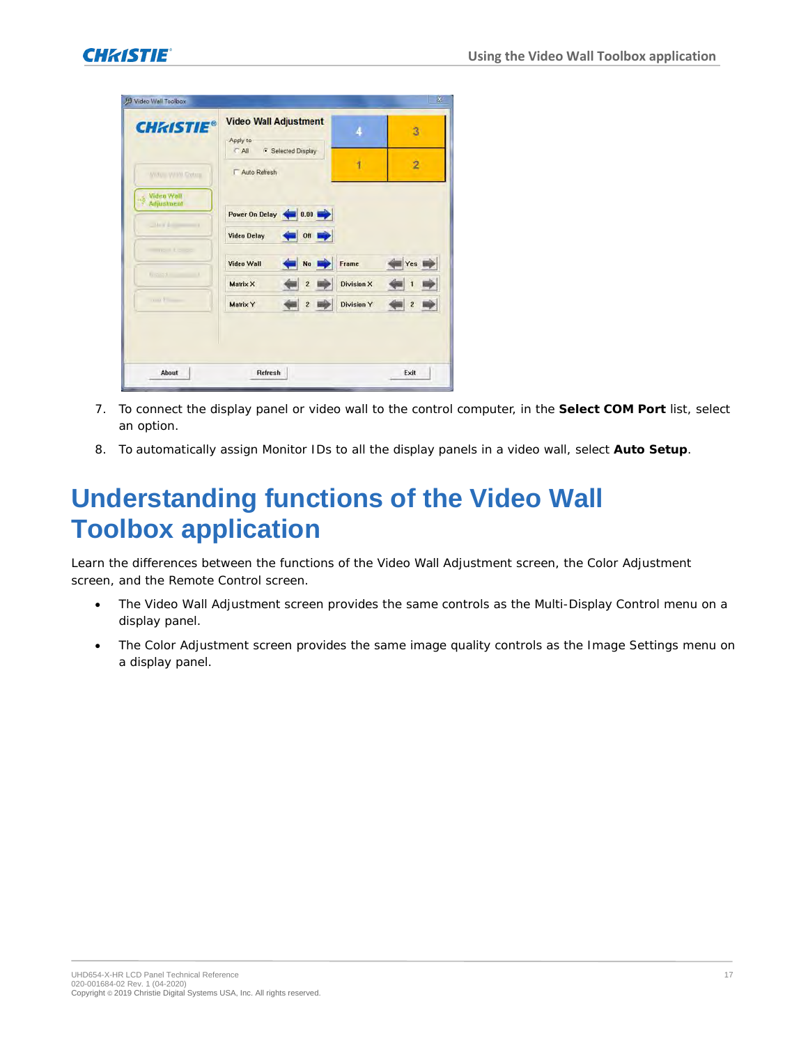7. To connect the display panel or video wall to the control computer, in the **Select COM Port** list, select an option.
8. To automatically assign Monitor IDs to all the display panels in a video wall, select **Auto Setup**.

# Understanding functions of the Video Wall Toolbox application

Learn the differences between the functions of the Video Wall Adjustment screen, the Color Adjustment screen, and the Remote Control screen.

- The Video Wall Adjustment screen provides the same controls as the Multi-Display Control menu on a display panel.
- The Color Adjustment screen provides the same image quality controls as the Image Settings menu on a display panel.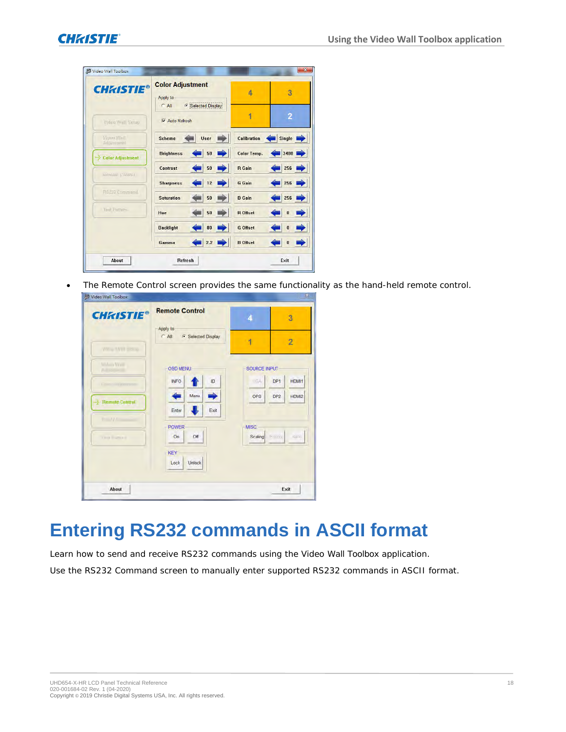- The Remote Control screen provides the same functionality as the hand-held remote control.

# Entering RS232 commands in ASCII format

Learn how to send and receive RS232 commands using the Video Wall Toolbox application.

Use the RS232 Command screen to manually enter supported RS232 commands in ASCII format.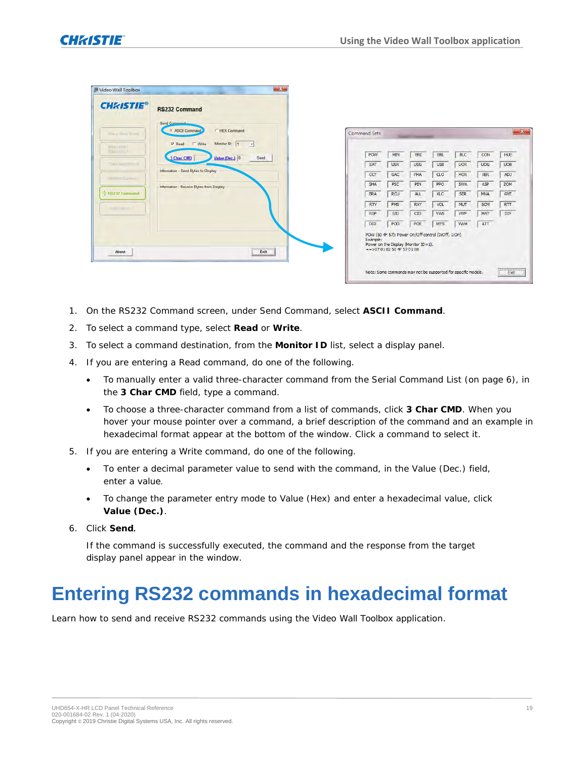1. On the RS232 Command screen, under Send Command, select **ASCII Command**.
2. To select a command type, select **Read** or **Write**.
3. To select a command destination, from the **Monitor ID** list, select a display panel.
4. If you are entering a Read command, do one of the following.
   - To manually enter a valid three-character command from the Serial Command List (on page 6), in the **3 Char CMD** field, type a command.
   - To choose a three-character command from a list of commands, click **3 Char CMD**. When you hover your mouse pointer over a command, a brief description of the command and an example in hexadecimal format appear at the bottom of the window. Click a command to select it.
5. If you are entering a Write command, do one of the following.
   - To enter a decimal parameter value to send with the command, in the Value (Dec.) field, enter a value.
   - To change the parameter entry mode to Value (Hex) and enter a hexadecimal value, click **Value (Dec.)**.
6. Click **Send**.

   If the command is successfully executed, the command and the response from the target display panel appear in the window.

# Entering RS232 commands in hexadecimal format

Learn how to send and receive RS232 commands using the Video Wall Toolbox application.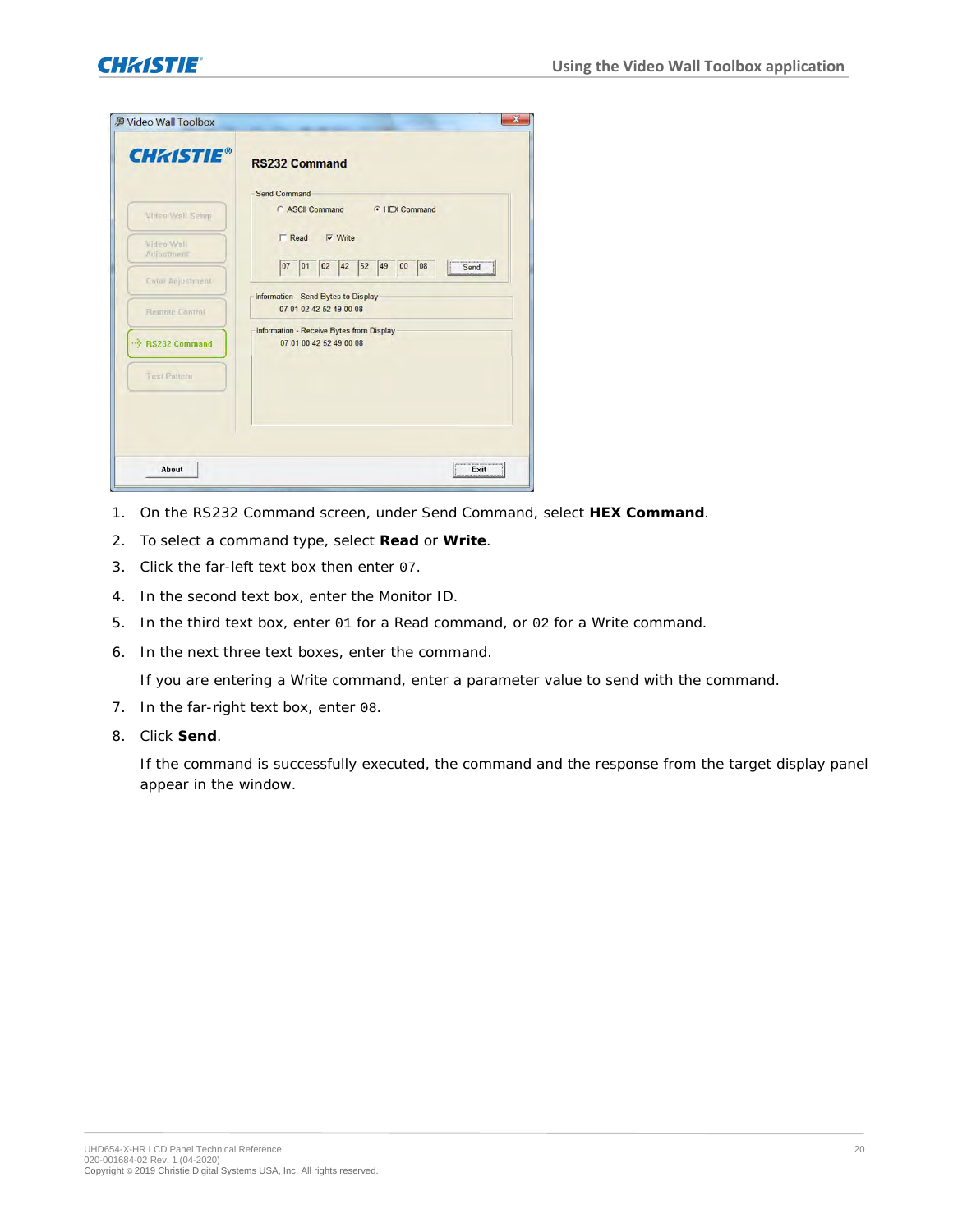1. On the RS232 Command screen, under Send Command, select **HEX Command**.
2. To select a command type, select **Read** or **Write**.
3. Click the far-left text box then enter `07`.
4. In the second text box, enter the Monitor ID.
5. In the third text box, enter `01` for a Read command, or `02` for a Write command.
6. In the next three text boxes, enter the command.

   If you are entering a Write command, enter a parameter value to send with the command.
7. In the far-right text box, enter `08`.
8. Click **Send**.

   If the command is successfully executed, the command and the response from the target display panel appear in the window.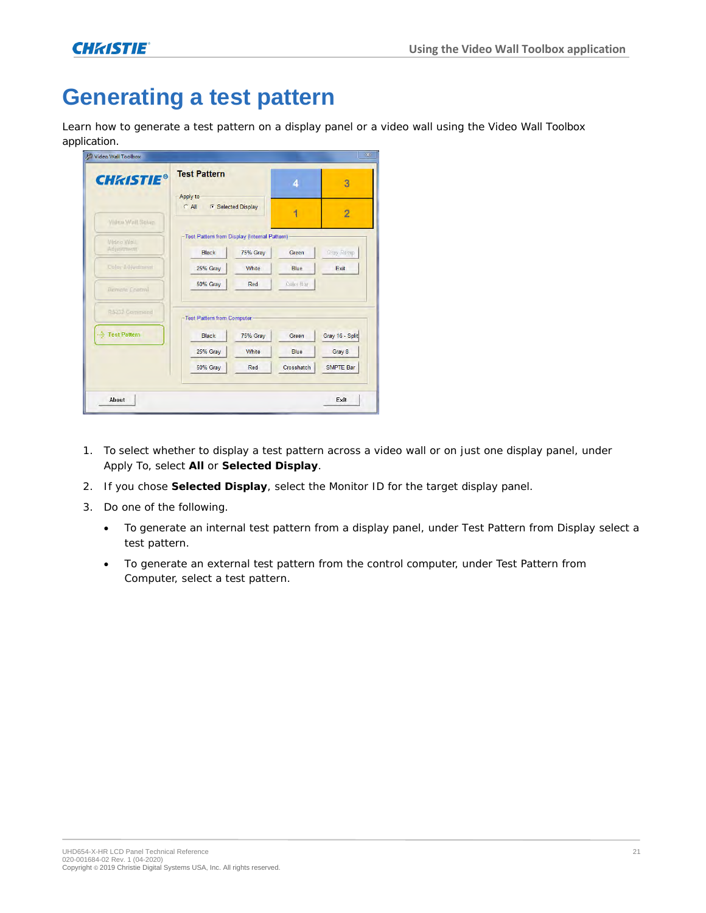# Generating a test pattern

Learn how to generate a test pattern on a display panel or a video wall using the Video Wall Toolbox application.

1. To select whether to display a test pattern across a video wall or on just one display panel, under Apply To, select **All** or **Selected Display**.
2. If you chose **Selected Display**, select the Monitor ID for the target display panel.
3. Do one of the following.
   - To generate an internal test pattern from a display panel, under Test Pattern from Display select a test pattern.
   - To generate an external test pattern from the control computer, under Test Pattern from Computer, select a test pattern.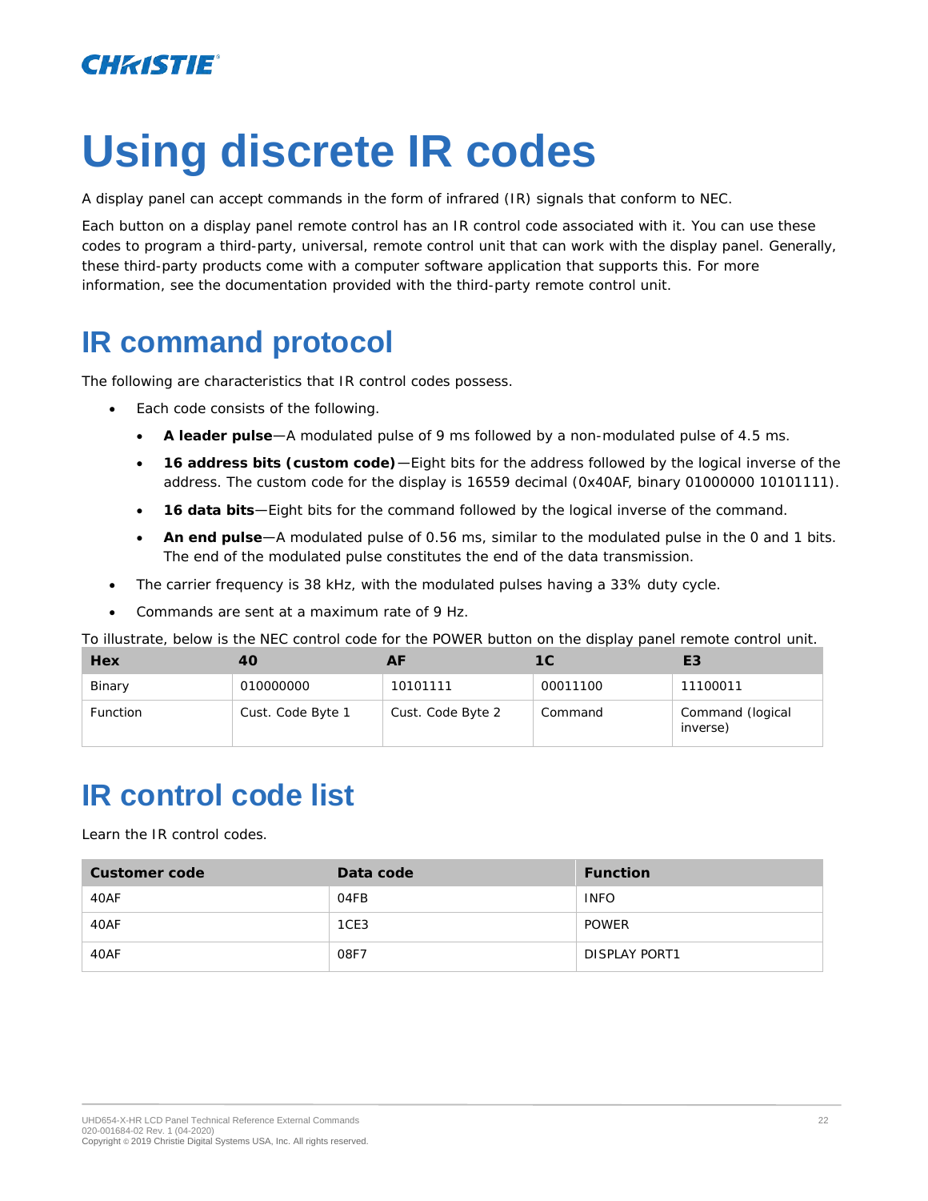# Using discrete IR codes

A display panel can accept commands in the form of infrared (IR) signals that conform to NEC.

Each button on a display panel remote control has an IR control code associated with it. You can use these codes to program a third-party, universal, remote control unit that can work with the display panel. Generally, these third-party products come with a computer software application that supports this. For more information, see the documentation provided with the third-party remote control unit.

## IR command protocol

The following are characteristics that IR control codes possess.

- Each code consists of the following.
  - **A leader pulse**—A modulated pulse of 9 ms followed by a non-modulated pulse of 4.5 ms.
  - **16 address bits (custom code)**—Eight bits for the address followed by the logical inverse of the address. The custom code for the display is 16559 decimal (0x40AF, binary 01000000 10101111).
  - **16 data bits**—Eight bits for the command followed by the logical inverse of the command.
  - **An end pulse**—A modulated pulse of 0.56 ms, similar to the modulated pulse in the 0 and 1 bits. The end of the modulated pulse constitutes the end of the data transmission.
- The carrier frequency is 38 kHz, with the modulated pulses having a 33% duty cycle.
- Commands are sent at a maximum rate of 9 Hz.

To illustrate, below is the NEC control code for the POWER button on the display panel remote control unit.

| Hex | 40 | AF | 1C | E3 |
|---|---|---|---|---|
| Binary | 010000000 | 10101111 | 00011100 | 11100011 |
| Function | Cust. Code Byte 1 | Cust. Code Byte 2 | Command | Command (logical inverse) |

## IR control code list

Learn the IR control codes.

| Customer code | Data code | Function |
|---|---|---|
| 40AF | 04FB | INFO |
| 40AF | 1CE3 | POWER |
| 40AF | 08F7 | DISPLAY PORT1 |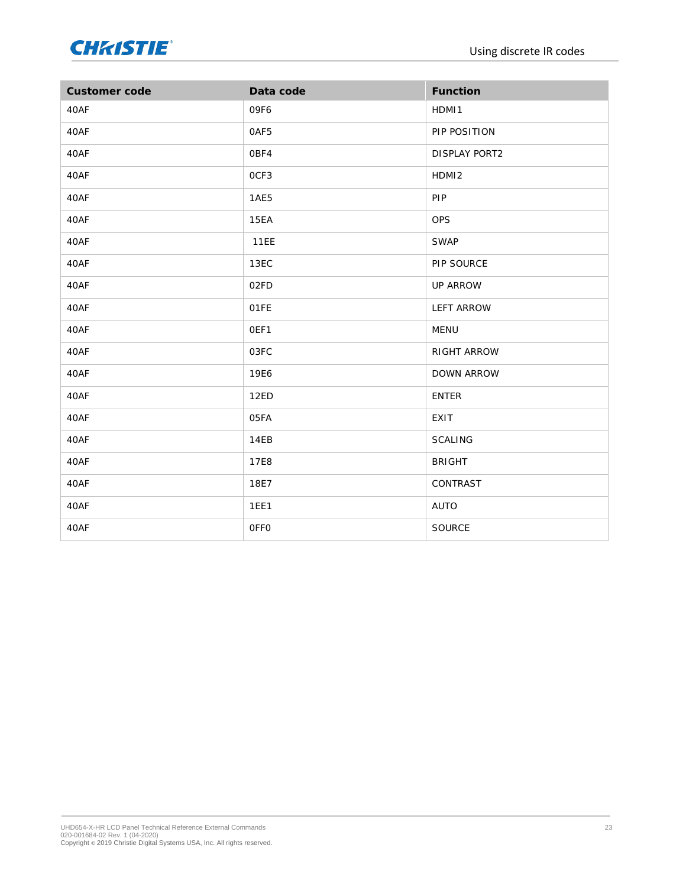| Customer code | Data code | Function |
|---|---|---|
| 40AF | 09F6 | HDMI1 |
| 40AF | 0AF5 | PIP POSITION |
| 40AF | 0BF4 | DISPLAY PORT2 |
| 40AF | 0CF3 | HDMI2 |
| 40AF | 1AE5 | PIP |
| 40AF | 15EA | OPS |
| 40AF | 11EE | SWAP |
| 40AF | 13EC | PIP SOURCE |
| 40AF | 02FD | UP ARROW |
| 40AF | 01FE | LEFT ARROW |
| 40AF | 0EF1 | MENU |
| 40AF | 03FC | RIGHT ARROW |
| 40AF | 19E6 | DOWN ARROW |
| 40AF | 12ED | ENTER |
| 40AF | 05FA | EXIT |
| 40AF | 14EB | SCALING |
| 40AF | 17E8 | BRIGHT |
| 40AF | 18E7 | CONTRAST |
| 40AF | 1EE1 | AUTO |
| 40AF | 0FF0 | SOURCE |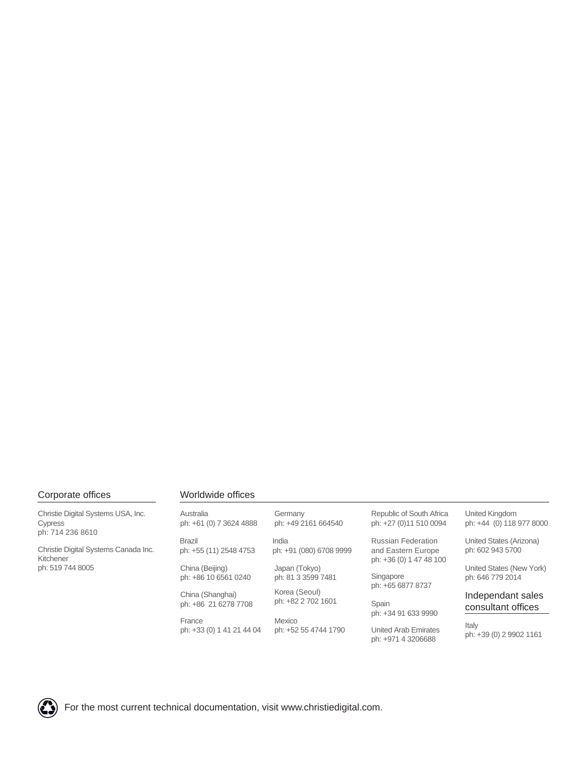## Corporate offices

Christie Digital Systems USA, Inc.
Cypress
ph: 714 236 8610

Christie Digital Systems Canada Inc.
Kitchener
ph: 519 744 8005

## Worldwide offices

Australia
ph: +61 (0) 7 3624 4888

Brazil
ph: +55 (11) 2548 4753

China (Beijing)
ph: +86 10 6561 0240

China (Shanghai)
ph: +86 21 6278 7708

France
ph: +33 (0) 1 41 21 44 04

Germany
ph: +49 2161 664540

India
ph: +91 (080) 6708 9999

Japan (Tokyo)
ph: 81 3 3599 7481

Korea (Seoul)
ph: +82 2 702 1601

Mexico
ph: +52 55 4744 1790

Republic of South Africa
ph: +27 (0)11 510 0094

Russian Federation and Eastern Europe
ph: +36 (0) 1 47 48 100

Singapore
ph: +65 6877 8737

Spain
ph: +34 91 633 9990

United Arab Emirates
ph: +971 4 3206688

United Kingdom
ph: +44 (0) 118 977 8000

United States (Arizona)
ph: 602 943 5700

United States (New York)
ph: 646 779 2014

## Independant sales consultant offices

Italy
ph: +39 (0) 2 9902 1161

For the most current technical documentation, visit www.christiedigital.com.